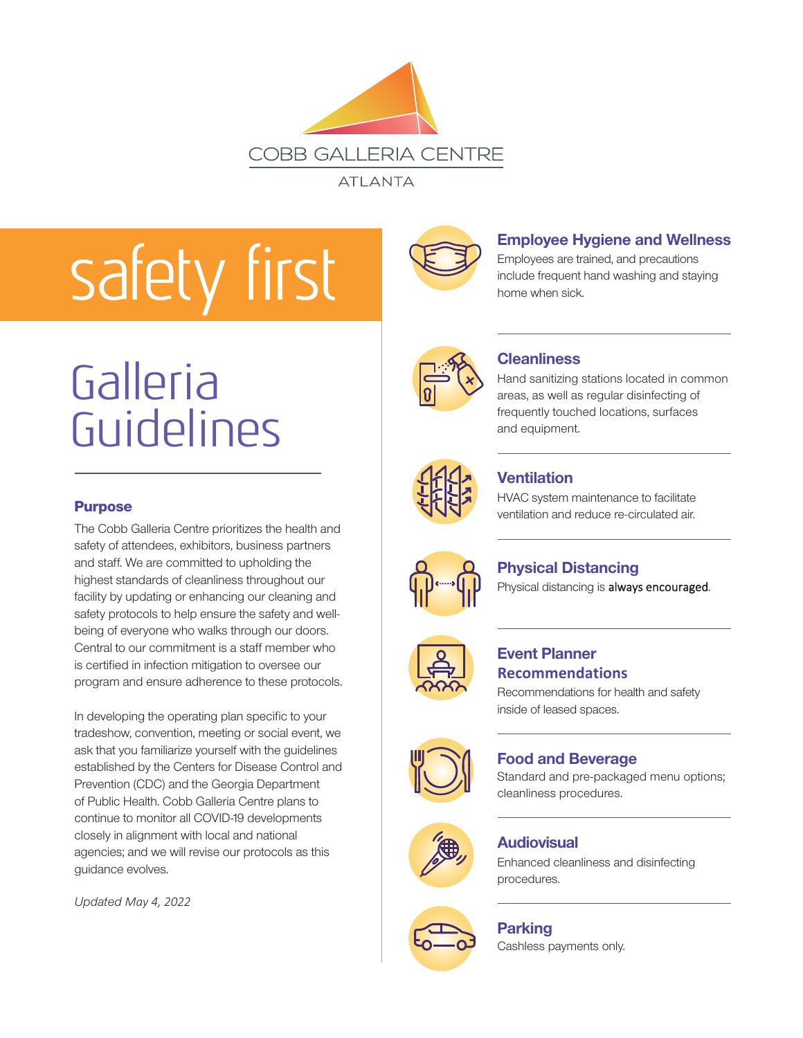COBB GALLERIA CENTRE

ATLANTA

# safety first

# Galleria Guidelines

### Purpose

The Cobb Galleria Centre prioritizes the health and safety of attendees, exhibitors, business partners and staff. We are committed to upholding the highest standards of cleanliness throughout our facility by updating or enhancing our cleaning and safety protocols to help ensure the safety and well-being of everyone who walks through our doors. Central to our commitment is a staff member who is certified in infection mitigation to oversee our program and ensure adherence to these protocols.

In developing the operating plan specific to your tradeshow, convention, meeting or social event, we ask that you familiarize yourself with the guidelines established by the Centers for Disease Control and Prevention (CDC) and the Georgia Department of Public Health. Cobb Galleria Centre plans to continue to monitor all COVID-19 developments closely in alignment with local and national agencies; and we will revise our protocols as this guidance evolves.

*Updated May 4, 2022*

### Employee Hygiene and Wellness

Employees are trained, and precautions include frequent hand washing and staying home when sick.

### Cleanliness

Hand sanitizing stations located in common areas, as well as regular disinfecting of frequently touched locations, surfaces and equipment.

### Ventilation

HVAC system maintenance to facilitate ventilation and reduce re-circulated air.

### Physical Distancing

Physical distancing is always encouraged.

### Event Planner Recommendations

Recommendations for health and safety inside of leased spaces.

### Food and Beverage

Standard and pre-packaged menu options; cleanliness procedures.

### Audiovisual

Enhanced cleanliness and disinfecting procedures.

### Parking

Cashless payments only.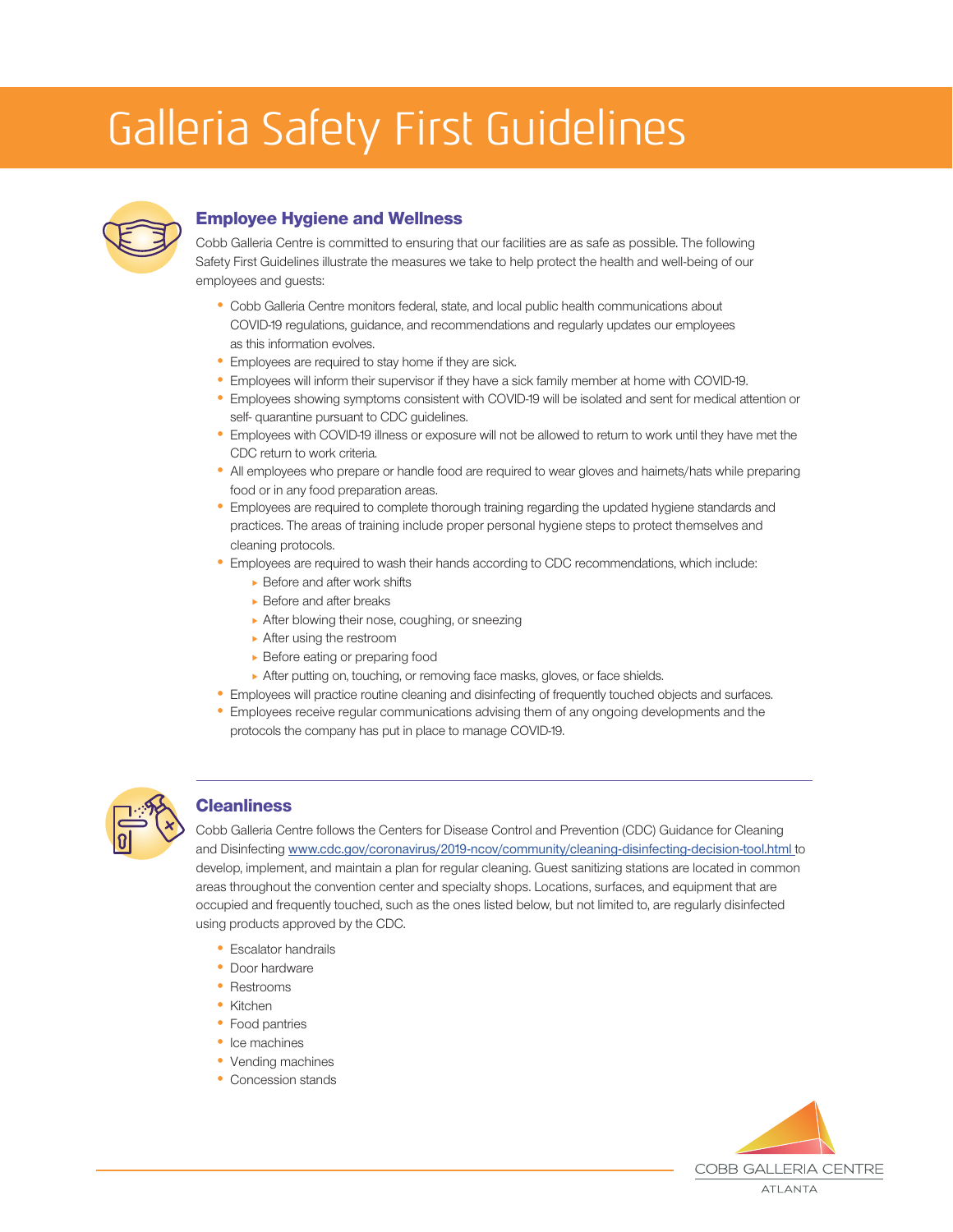# Galleria Safety First Guidelines

## Employee Hygiene and Wellness

Cobb Galleria Centre is committed to ensuring that our facilities are as safe as possible. The following Safety First Guidelines illustrate the measures we take to help protect the health and well-being of our employees and guests:

- Cobb Galleria Centre monitors federal, state, and local public health communications about COVID-19 regulations, guidance, and recommendations and regularly updates our employees as this information evolves.
- Employees are required to stay home if they are sick.
- Employees will inform their supervisor if they have a sick family member at home with COVID-19.
- Employees showing symptoms consistent with COVID-19 will be isolated and sent for medical attention or self- quarantine pursuant to CDC guidelines.
- Employees with COVID-19 illness or exposure will not be allowed to return to work until they have met the CDC return to work criteria.
- All employees who prepare or handle food are required to wear gloves and hairnets/hats while preparing food or in any food preparation areas.
- Employees are required to complete thorough training regarding the updated hygiene standards and practices. The areas of training include proper personal hygiene steps to protect themselves and cleaning protocols.
- Employees are required to wash their hands according to CDC recommendations, which include:
    - Before and after work shifts
    - Before and after breaks
    - After blowing their nose, coughing, or sneezing
    - After using the restroom
    - Before eating or preparing food
    - After putting on, touching, or removing face masks, gloves, or face shields.
- Employees will practice routine cleaning and disinfecting of frequently touched objects and surfaces.
- Employees receive regular communications advising them of any ongoing developments and the protocols the company has put in place to manage COVID-19.

## Cleanliness

Cobb Galleria Centre follows the Centers for Disease Control and Prevention (CDC) Guidance for Cleaning and Disinfecting www.cdc.gov/coronavirus/2019-ncov/community/cleaning-disinfecting-decision-tool.html to develop, implement, and maintain a plan for regular cleaning. Guest sanitizing stations are located in common areas throughout the convention center and specialty shops. Locations, surfaces, and equipment that are occupied and frequently touched, such as the ones listed below, but not limited to, are regularly disinfected using products approved by the CDC.

- Escalator handrails
- Door hardware
- Restrooms
- Kitchen
- Food pantries
- Ice machines
- Vending machines
- Concession stands

COBB GALLERIA CENTRE
ATLANTA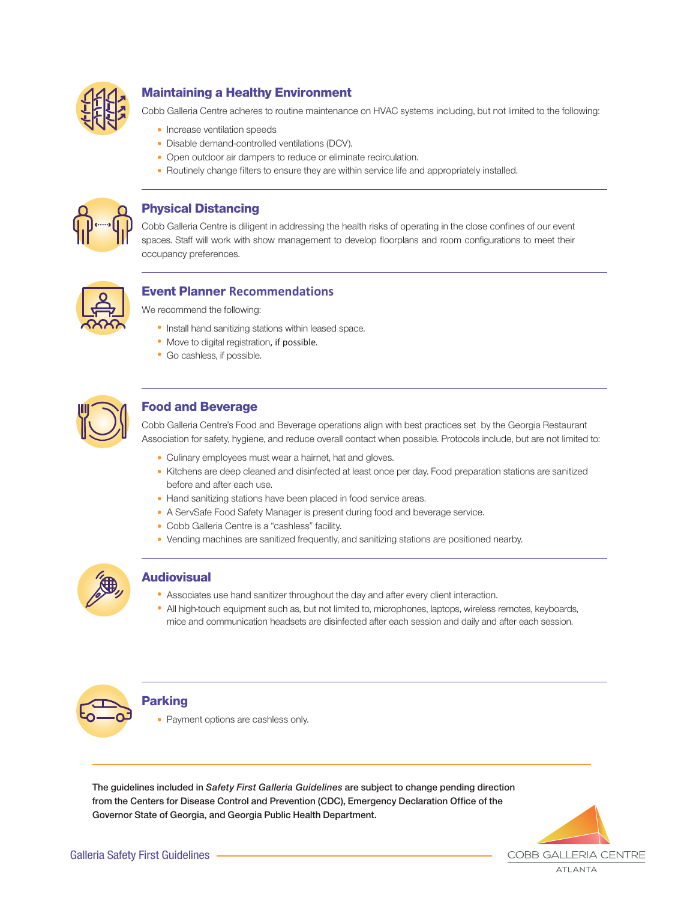## Maintaining a Healthy Environment

Cobb Galleria Centre adheres to routine maintenance on HVAC systems including, but not limited to the following:

- Increase ventilation speeds
- Disable demand-controlled ventilations (DCV).
- Open outdoor air dampers to reduce or eliminate recirculation.
- Routinely change filters to ensure they are within service life and appropriately installed.

## Physical Distancing

Cobb Galleria Centre is diligent in addressing the health risks of operating in the close confines of our event spaces. Staff will work with show management to develop floorplans and room configurations to meet their occupancy preferences.

## Event Planner Recommendations

We recommend the following:

- Install hand sanitizing stations within leased space.
- Move to digital registration, if possible.
- Go cashless, if possible.

## Food and Beverage

Cobb Galleria Centre's Food and Beverage operations align with best practices set by the Georgia Restaurant Association for safety, hygiene, and reduce overall contact when possible. Protocols include, but are not limited to:

- Culinary employees must wear a hairnet, hat and gloves.
- Kitchens are deep cleaned and disinfected at least once per day. Food preparation stations are sanitized before and after each use.
- Hand sanitizing stations have been placed in food service areas.
- A ServSafe Food Safety Manager is present during food and beverage service.
- Cobb Galleria Centre is a "cashless" facility.
- Vending machines are sanitized frequently, and sanitizing stations are positioned nearby.

## Audiovisual

- Associates use hand sanitizer throughout the day and after every client interaction.
- All high-touch equipment such as, but not limited to, microphones, laptops, wireless remotes, keyboards, mice and communication headsets are disinfected after each session and daily and after each session.

## Parking

- Payment options are cashless only.

**The guidelines included in *Safety First Galleria Guidelines* are subject to change pending direction from the Centers for Disease Control and Prevention (CDC), Emergency Declaration Office of the Governor State of Georgia, and Georgia Public Health Department.**